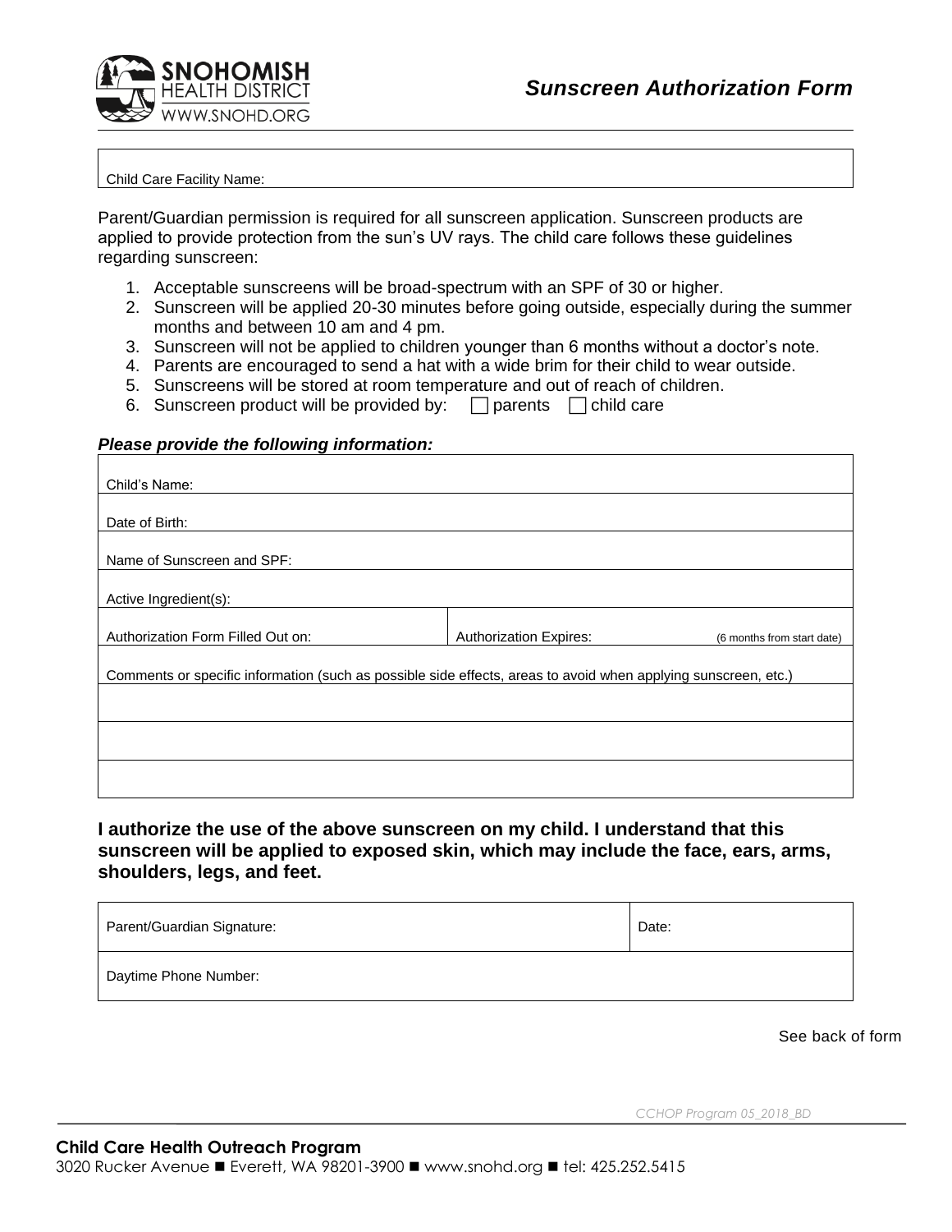SNOHOMISH HEALTH DISTRICT
WWW.SNOHD.ORG

# *Sunscreen Authorization Form*

| Child Care Facility Name: |
|---|

Parent/Guardian permission is required for all sunscreen application. Sunscreen products are applied to provide protection from the sun's UV rays. The child care follows these guidelines regarding sunscreen:

1. Acceptable sunscreens will be broad-spectrum with an SPF of 30 or higher.
2. Sunscreen will be applied 20-30 minutes before going outside, especially during the summer months and between 10 am and 4 pm.
3. Sunscreen will not be applied to children younger than 6 months without a doctor's note.
4. Parents are encouraged to send a hat with a wide brim for their child to wear outside.
5. Sunscreens will be stored at room temperature and out of reach of children.
6. Sunscreen product will be provided by: ☐ parents ☐ child care

***Please provide the following information:***

| | |
|---|---|
| Child's Name: | |
| Date of Birth: | |
| Name of Sunscreen and SPF: | |
| Active Ingredient(s): | |
| Authorization Form Filled Out on: | Authorization Expires: (6 months from start date) |
| Comments or specific information (such as possible side effects, areas to avoid when applying sunscreen, etc.) | |
| | |
| | |
| | |

**I authorize the use of the above sunscreen on my child. I understand that this sunscreen will be applied to exposed skin, which may include the face, ears, arms, shoulders, legs, and feet.**

| | |
|---|---|
| Parent/Guardian Signature: | Date: |
| Daytime Phone Number: | |

See back of form

*CCHOP Program 05_2018_BD*

**Child Care Health Outreach Program**
3020 Rucker Avenue ■ Everett, WA 98201-3900 ■ www.snohd.org ■ tel: 425.252.5415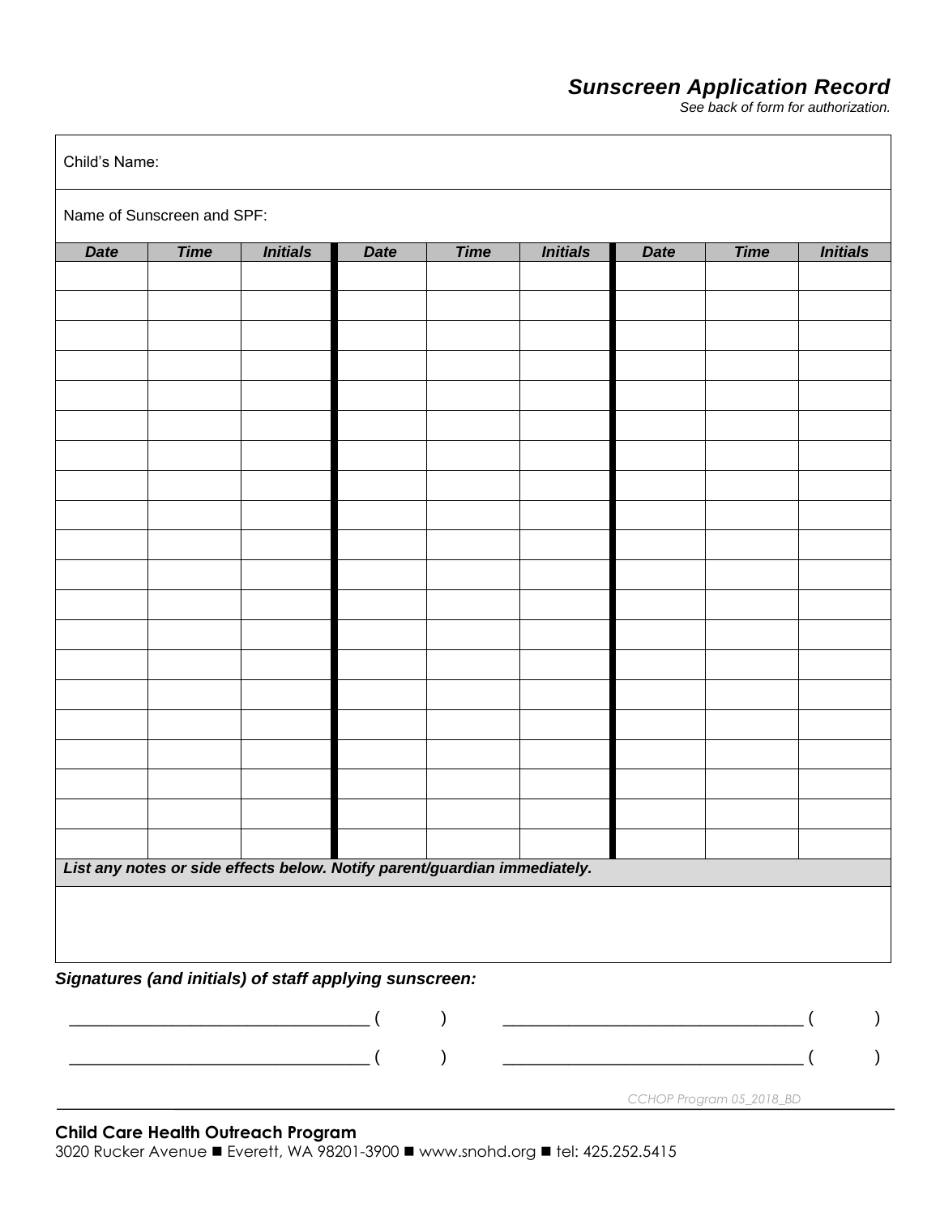## *Sunscreen Application Record*

*See back of form for authorization.*

Child's Name:

Name of Sunscreen and SPF:

| ***Date*** | ***Time*** | ***Initials*** | ***Date*** | ***Time*** | ***Initials*** | ***Date*** | ***Time*** | ***Initials*** |
|---|---|---|---|---|---|---|---|---|
| | | | | | | | | |
| | | | | | | | | |
| | | | | | | | | |
| | | | | | | | | |
| | | | | | | | | |
| | | | | | | | | |
| | | | | | | | | |
| | | | | | | | | |
| | | | | | | | | |
| | | | | | | | | |
| | | | | | | | | |
| | | | | | | | | |
| | | | | | | | | |
| | | | | | | | | |
| | | | | | | | | |
| | | | | | | | | |
| | | | | | | | | |
| | | | | | | | | |
| | | | | | | | | |
| | | | | | | | | |

***List any notes or side effects below. Notify parent/guardian immediately.***

***Signatures (and initials) of staff applying sunscreen:***

___________________________________ (        )        ___________________________________ (        )

___________________________________ (        )        ___________________________________ (        )

*CCHOP Program 05_2018_BD*

**Child Care Health Outreach Program**

3020 Rucker Avenue ■ Everett, WA 98201-3900 ■ www.snohd.org ■ tel: 425.252.5415